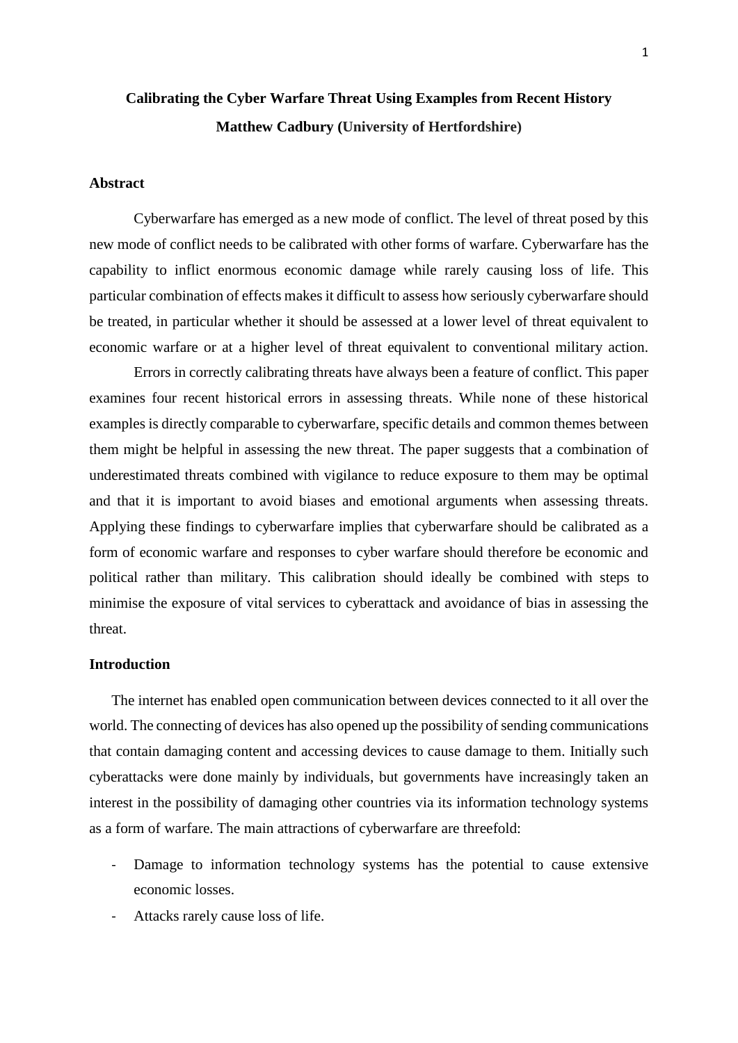# Calibrating the Cyber Warfare Threat Using Examples from Recent History

**Matthew Cadbury (University of Hertfordshire)**

## Abstract

Cyberwarfare has emerged as a new mode of conflict. The level of threat posed by this new mode of conflict needs to be calibrated with other forms of warfare. Cyberwarfare has the capability to inflict enormous economic damage while rarely causing loss of life. This particular combination of effects makes it difficult to assess how seriously cyberwarfare should be treated, in particular whether it should be assessed at a lower level of threat equivalent to economic warfare or at a higher level of threat equivalent to conventional military action.

Errors in correctly calibrating threats have always been a feature of conflict. This paper examines four recent historical errors in assessing threats. While none of these historical examples is directly comparable to cyberwarfare, specific details and common themes between them might be helpful in assessing the new threat. The paper suggests that a combination of underestimated threats combined with vigilance to reduce exposure to them may be optimal and that it is important to avoid biases and emotional arguments when assessing threats. Applying these findings to cyberwarfare implies that cyberwarfare should be calibrated as a form of economic warfare and responses to cyber warfare should therefore be economic and political rather than military. This calibration should ideally be combined with steps to minimise the exposure of vital services to cyberattack and avoidance of bias in assessing the threat.

## Introduction

The internet has enabled open communication between devices connected to it all over the world. The connecting of devices has also opened up the possibility of sending communications that contain damaging content and accessing devices to cause damage to them. Initially such cyberattacks were done mainly by individuals, but governments have increasingly taken an interest in the possibility of damaging other countries via its information technology systems as a form of warfare. The main attractions of cyberwarfare are threefold:

- Damage to information technology systems has the potential to cause extensive economic losses.
- Attacks rarely cause loss of life.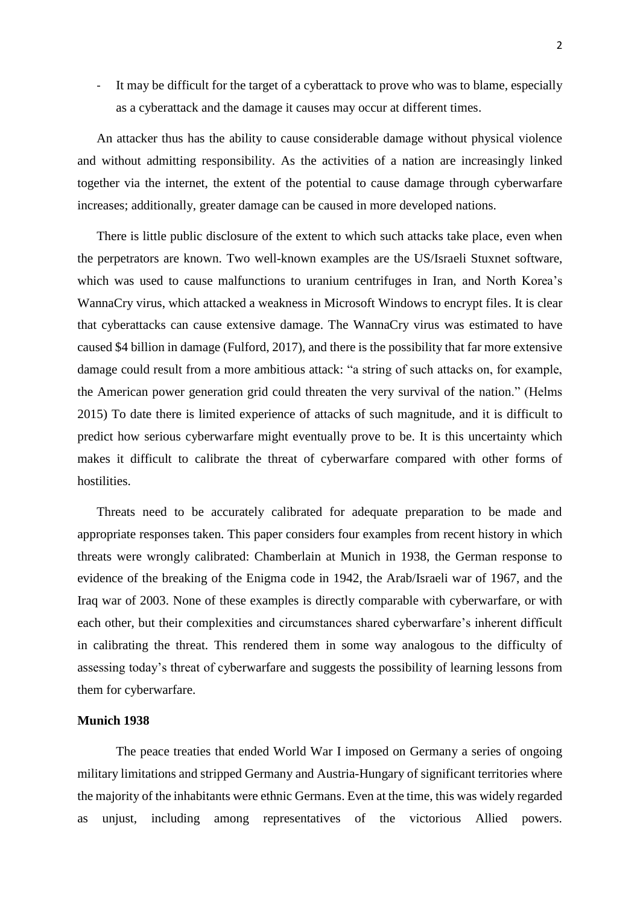- It may be difficult for the target of a cyberattack to prove who was to blame, especially as a cyberattack and the damage it causes may occur at different times.

An attacker thus has the ability to cause considerable damage without physical violence and without admitting responsibility. As the activities of a nation are increasingly linked together via the internet, the extent of the potential to cause damage through cyberwarfare increases; additionally, greater damage can be caused in more developed nations.

There is little public disclosure of the extent to which such attacks take place, even when the perpetrators are known. Two well-known examples are the US/Israeli Stuxnet software, which was used to cause malfunctions to uranium centrifuges in Iran, and North Korea's WannaCry virus, which attacked a weakness in Microsoft Windows to encrypt files. It is clear that cyberattacks can cause extensive damage. The WannaCry virus was estimated to have caused $4 billion in damage (Fulford, 2017), and there is the possibility that far more extensive damage could result from a more ambitious attack: "a string of such attacks on, for example, the American power generation grid could threaten the very survival of the nation." (Helms 2015) To date there is limited experience of attacks of such magnitude, and it is difficult to predict how serious cyberwarfare might eventually prove to be. It is this uncertainty which makes it difficult to calibrate the threat of cyberwarfare compared with other forms of hostilities.

Threats need to be accurately calibrated for adequate preparation to be made and appropriate responses taken. This paper considers four examples from recent history in which threats were wrongly calibrated: Chamberlain at Munich in 1938, the German response to evidence of the breaking of the Enigma code in 1942, the Arab/Israeli war of 1967, and the Iraq war of 2003. None of these examples is directly comparable with cyberwarfare, or with each other, but their complexities and circumstances shared cyberwarfare's inherent difficult in calibrating the threat. This rendered them in some way analogous to the difficulty of assessing today's threat of cyberwarfare and suggests the possibility of learning lessons from them for cyberwarfare.

**Munich 1938**

The peace treaties that ended World War I imposed on Germany a series of ongoing military limitations and stripped Germany and Austria-Hungary of significant territories where the majority of the inhabitants were ethnic Germans. Even at the time, this was widely regarded as unjust, including among representatives of the victorious Allied powers.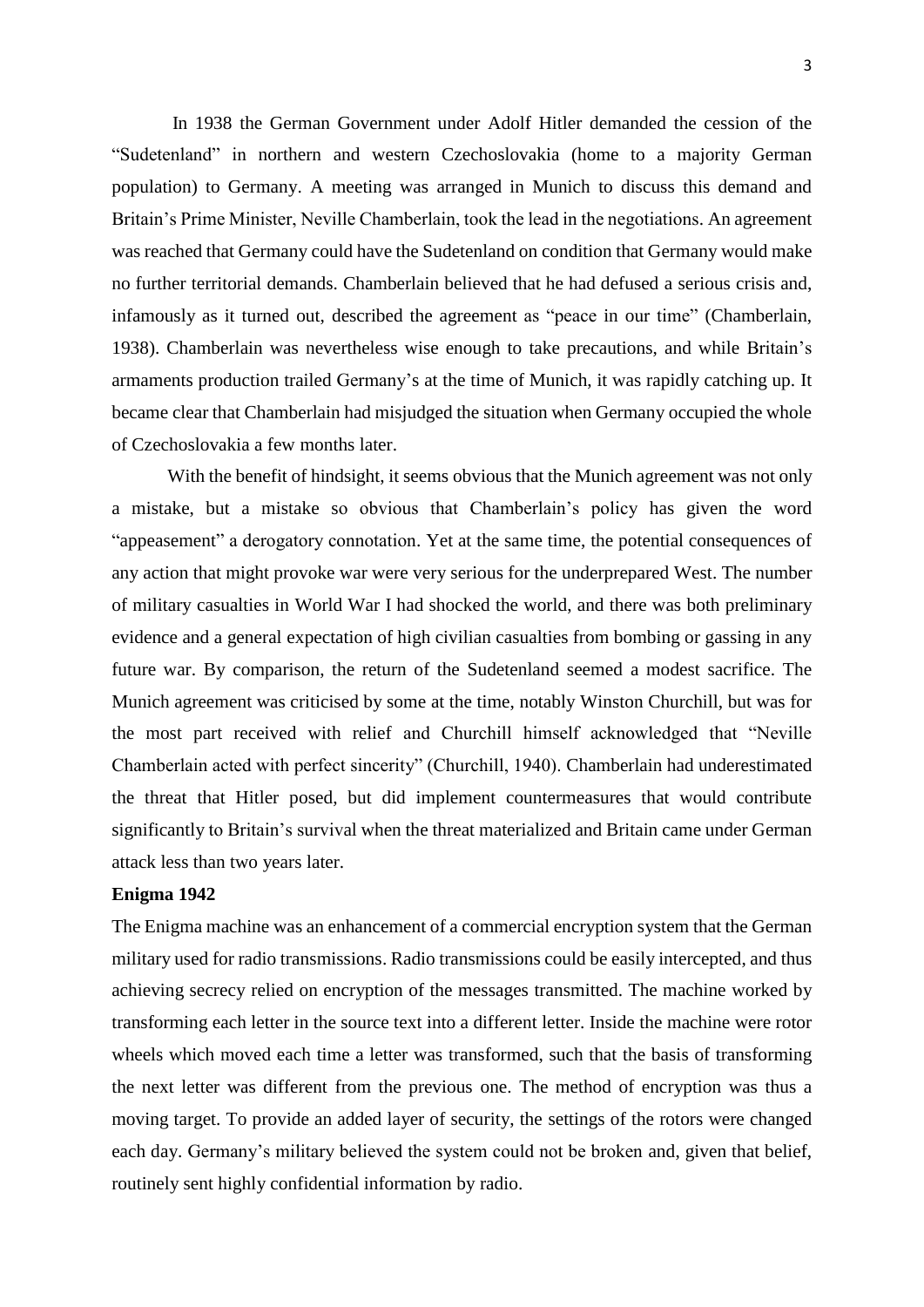In 1938 the German Government under Adolf Hitler demanded the cession of the "Sudetenland" in northern and western Czechoslovakia (home to a majority German population) to Germany. A meeting was arranged in Munich to discuss this demand and Britain's Prime Minister, Neville Chamberlain, took the lead in the negotiations. An agreement was reached that Germany could have the Sudetenland on condition that Germany would make no further territorial demands. Chamberlain believed that he had defused a serious crisis and, infamously as it turned out, described the agreement as "peace in our time" (Chamberlain, 1938). Chamberlain was nevertheless wise enough to take precautions, and while Britain's armaments production trailed Germany's at the time of Munich, it was rapidly catching up. It became clear that Chamberlain had misjudged the situation when Germany occupied the whole of Czechoslovakia a few months later.

With the benefit of hindsight, it seems obvious that the Munich agreement was not only a mistake, but a mistake so obvious that Chamberlain's policy has given the word "appeasement" a derogatory connotation. Yet at the same time, the potential consequences of any action that might provoke war were very serious for the underprepared West. The number of military casualties in World War I had shocked the world, and there was both preliminary evidence and a general expectation of high civilian casualties from bombing or gassing in any future war. By comparison, the return of the Sudetenland seemed a modest sacrifice. The Munich agreement was criticised by some at the time, notably Winston Churchill, but was for the most part received with relief and Churchill himself acknowledged that "Neville Chamberlain acted with perfect sincerity" (Churchill, 1940). Chamberlain had underestimated the threat that Hitler posed, but did implement countermeasures that would contribute significantly to Britain's survival when the threat materialized and Britain came under German attack less than two years later.

**Enigma 1942**

The Enigma machine was an enhancement of a commercial encryption system that the German military used for radio transmissions. Radio transmissions could be easily intercepted, and thus achieving secrecy relied on encryption of the messages transmitted. The machine worked by transforming each letter in the source text into a different letter. Inside the machine were rotor wheels which moved each time a letter was transformed, such that the basis of transforming the next letter was different from the previous one. The method of encryption was thus a moving target. To provide an added layer of security, the settings of the rotors were changed each day. Germany's military believed the system could not be broken and, given that belief, routinely sent highly confidential information by radio.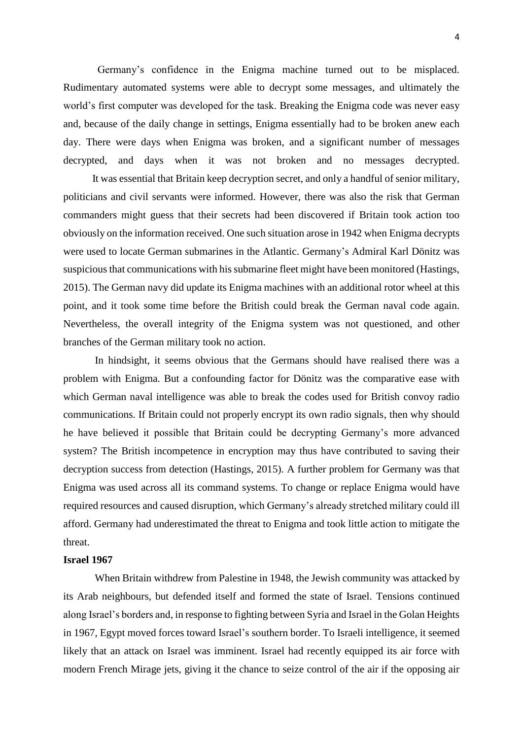Germany's confidence in the Enigma machine turned out to be misplaced. Rudimentary automated systems were able to decrypt some messages, and ultimately the world's first computer was developed for the task. Breaking the Enigma code was never easy and, because of the daily change in settings, Enigma essentially had to be broken anew each day. There were days when Enigma was broken, and a significant number of messages decrypted, and days when it was not broken and no messages decrypted.

It was essential that Britain keep decryption secret, and only a handful of senior military, politicians and civil servants were informed. However, there was also the risk that German commanders might guess that their secrets had been discovered if Britain took action too obviously on the information received. One such situation arose in 1942 when Enigma decrypts were used to locate German submarines in the Atlantic. Germany's Admiral Karl Dönitz was suspicious that communications with his submarine fleet might have been monitored (Hastings, 2015). The German navy did update its Enigma machines with an additional rotor wheel at this point, and it took some time before the British could break the German naval code again. Nevertheless, the overall integrity of the Enigma system was not questioned, and other branches of the German military took no action.

In hindsight, it seems obvious that the Germans should have realised there was a problem with Enigma. But a confounding factor for Dönitz was the comparative ease with which German naval intelligence was able to break the codes used for British convoy radio communications. If Britain could not properly encrypt its own radio signals, then why should he have believed it possible that Britain could be decrypting Germany's more advanced system? The British incompetence in encryption may thus have contributed to saving their decryption success from detection (Hastings, 2015). A further problem for Germany was that Enigma was used across all its command systems. To change or replace Enigma would have required resources and caused disruption, which Germany's already stretched military could ill afford. Germany had underestimated the threat to Enigma and took little action to mitigate the threat.

**Israel 1967**

When Britain withdrew from Palestine in 1948, the Jewish community was attacked by its Arab neighbours, but defended itself and formed the state of Israel. Tensions continued along Israel's borders and, in response to fighting between Syria and Israel in the Golan Heights in 1967, Egypt moved forces toward Israel's southern border. To Israeli intelligence, it seemed likely that an attack on Israel was imminent. Israel had recently equipped its air force with modern French Mirage jets, giving it the chance to seize control of the air if the opposing air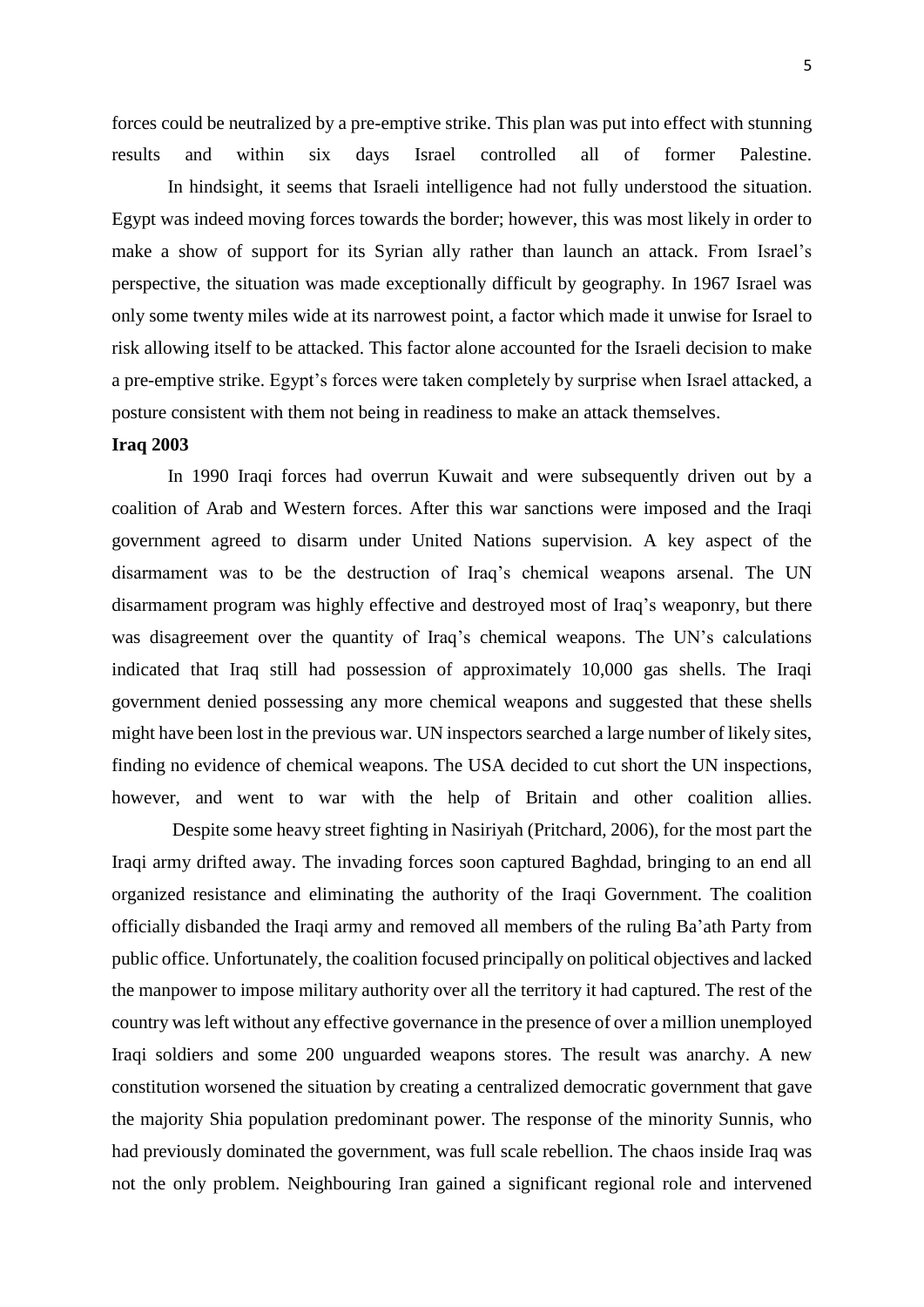forces could be neutralized by a pre-emptive strike. This plan was put into effect with stunning results and within six days Israel controlled all of former Palestine.

In hindsight, it seems that Israeli intelligence had not fully understood the situation. Egypt was indeed moving forces towards the border; however, this was most likely in order to make a show of support for its Syrian ally rather than launch an attack. From Israel's perspective, the situation was made exceptionally difficult by geography. In 1967 Israel was only some twenty miles wide at its narrowest point, a factor which made it unwise for Israel to risk allowing itself to be attacked. This factor alone accounted for the Israeli decision to make a pre-emptive strike. Egypt's forces were taken completely by surprise when Israel attacked, a posture consistent with them not being in readiness to make an attack themselves.

**Iraq 2003**

In 1990 Iraqi forces had overrun Kuwait and were subsequently driven out by a coalition of Arab and Western forces. After this war sanctions were imposed and the Iraqi government agreed to disarm under United Nations supervision. A key aspect of the disarmament was to be the destruction of Iraq's chemical weapons arsenal. The UN disarmament program was highly effective and destroyed most of Iraq's weaponry, but there was disagreement over the quantity of Iraq's chemical weapons. The UN's calculations indicated that Iraq still had possession of approximately 10,000 gas shells. The Iraqi government denied possessing any more chemical weapons and suggested that these shells might have been lost in the previous war. UN inspectors searched a large number of likely sites, finding no evidence of chemical weapons. The USA decided to cut short the UN inspections, however, and went to war with the help of Britain and other coalition allies.

Despite some heavy street fighting in Nasiriyah (Pritchard, 2006), for the most part the Iraqi army drifted away. The invading forces soon captured Baghdad, bringing to an end all organized resistance and eliminating the authority of the Iraqi Government. The coalition officially disbanded the Iraqi army and removed all members of the ruling Ba'ath Party from public office. Unfortunately, the coalition focused principally on political objectives and lacked the manpower to impose military authority over all the territory it had captured. The rest of the country was left without any effective governance in the presence of over a million unemployed Iraqi soldiers and some 200 unguarded weapons stores. The result was anarchy. A new constitution worsened the situation by creating a centralized democratic government that gave the majority Shia population predominant power. The response of the minority Sunnis, who had previously dominated the government, was full scale rebellion. The chaos inside Iraq was not the only problem. Neighbouring Iran gained a significant regional role and intervened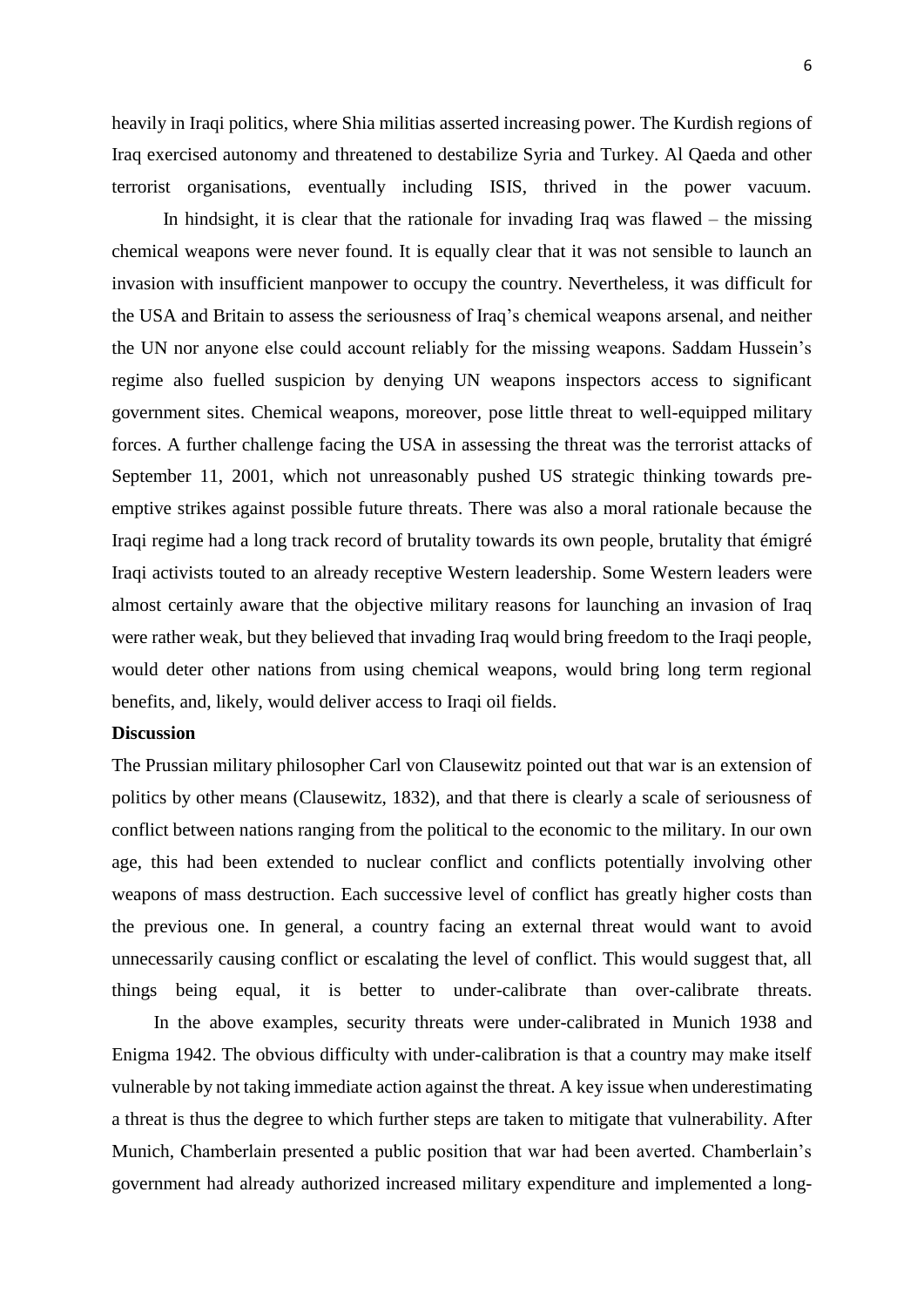heavily in Iraqi politics, where Shia militias asserted increasing power. The Kurdish regions of Iraq exercised autonomy and threatened to destabilize Syria and Turkey. Al Qaeda and other terrorist organisations, eventually including ISIS, thrived in the power vacuum.

In hindsight, it is clear that the rationale for invading Iraq was flawed – the missing chemical weapons were never found. It is equally clear that it was not sensible to launch an invasion with insufficient manpower to occupy the country. Nevertheless, it was difficult for the USA and Britain to assess the seriousness of Iraq's chemical weapons arsenal, and neither the UN nor anyone else could account reliably for the missing weapons. Saddam Hussein's regime also fuelled suspicion by denying UN weapons inspectors access to significant government sites. Chemical weapons, moreover, pose little threat to well-equipped military forces. A further challenge facing the USA in assessing the threat was the terrorist attacks of September 11, 2001, which not unreasonably pushed US strategic thinking towards pre-emptive strikes against possible future threats. There was also a moral rationale because the Iraqi regime had a long track record of brutality towards its own people, brutality that émigré Iraqi activists touted to an already receptive Western leadership. Some Western leaders were almost certainly aware that the objective military reasons for launching an invasion of Iraq were rather weak, but they believed that invading Iraq would bring freedom to the Iraqi people, would deter other nations from using chemical weapons, would bring long term regional benefits, and, likely, would deliver access to Iraqi oil fields.

**Discussion**

The Prussian military philosopher Carl von Clausewitz pointed out that war is an extension of politics by other means (Clausewitz, 1832), and that there is clearly a scale of seriousness of conflict between nations ranging from the political to the economic to the military. In our own age, this had been extended to nuclear conflict and conflicts potentially involving other weapons of mass destruction. Each successive level of conflict has greatly higher costs than the previous one. In general, a country facing an external threat would want to avoid unnecessarily causing conflict or escalating the level of conflict. This would suggest that, all things being equal, it is better to under-calibrate than over-calibrate threats.

In the above examples, security threats were under-calibrated in Munich 1938 and Enigma 1942. The obvious difficulty with under-calibration is that a country may make itself vulnerable by not taking immediate action against the threat. A key issue when underestimating a threat is thus the degree to which further steps are taken to mitigate that vulnerability. After Munich, Chamberlain presented a public position that war had been averted. Chamberlain's government had already authorized increased military expenditure and implemented a long-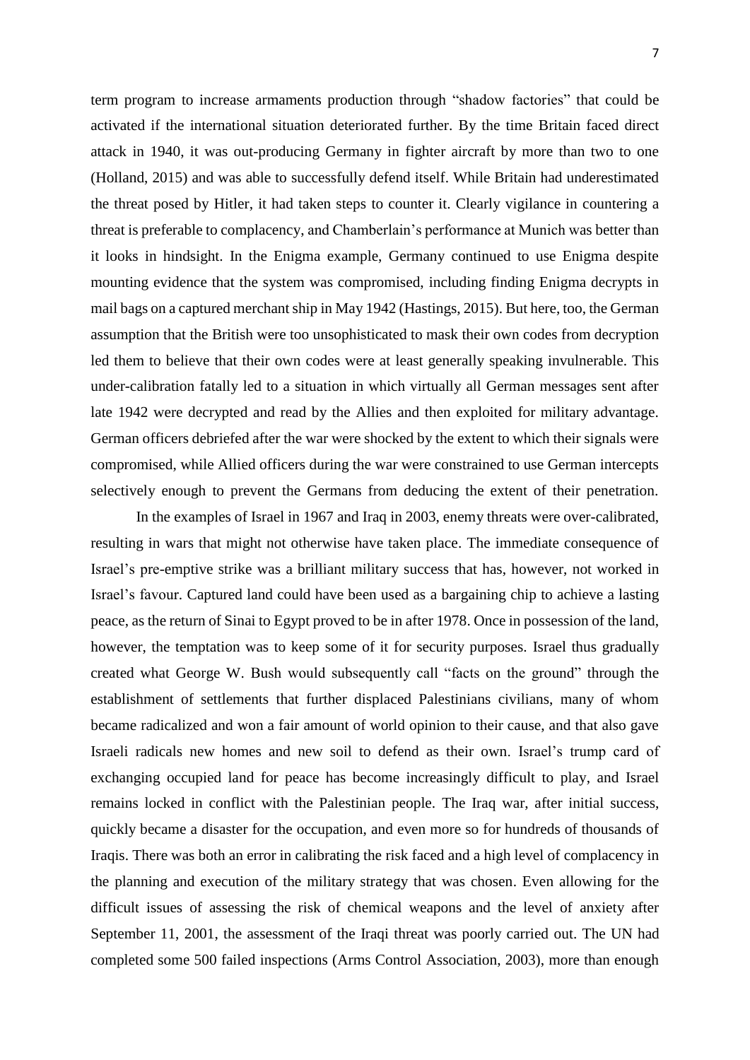term program to increase armaments production through "shadow factories" that could be activated if the international situation deteriorated further. By the time Britain faced direct attack in 1940, it was out-producing Germany in fighter aircraft by more than two to one (Holland, 2015) and was able to successfully defend itself. While Britain had underestimated the threat posed by Hitler, it had taken steps to counter it. Clearly vigilance in countering a threat is preferable to complacency, and Chamberlain's performance at Munich was better than it looks in hindsight. In the Enigma example, Germany continued to use Enigma despite mounting evidence that the system was compromised, including finding Enigma decrypts in mail bags on a captured merchant ship in May 1942 (Hastings, 2015). But here, too, the German assumption that the British were too unsophisticated to mask their own codes from decryption led them to believe that their own codes were at least generally speaking invulnerable. This under-calibration fatally led to a situation in which virtually all German messages sent after late 1942 were decrypted and read by the Allies and then exploited for military advantage. German officers debriefed after the war were shocked by the extent to which their signals were compromised, while Allied officers during the war were constrained to use German intercepts selectively enough to prevent the Germans from deducing the extent of their penetration.

In the examples of Israel in 1967 and Iraq in 2003, enemy threats were over-calibrated, resulting in wars that might not otherwise have taken place. The immediate consequence of Israel's pre-emptive strike was a brilliant military success that has, however, not worked in Israel's favour. Captured land could have been used as a bargaining chip to achieve a lasting peace, as the return of Sinai to Egypt proved to be in after 1978. Once in possession of the land, however, the temptation was to keep some of it for security purposes. Israel thus gradually created what George W. Bush would subsequently call "facts on the ground" through the establishment of settlements that further displaced Palestinians civilians, many of whom became radicalized and won a fair amount of world opinion to their cause, and that also gave Israeli radicals new homes and new soil to defend as their own. Israel's trump card of exchanging occupied land for peace has become increasingly difficult to play, and Israel remains locked in conflict with the Palestinian people. The Iraq war, after initial success, quickly became a disaster for the occupation, and even more so for hundreds of thousands of Iraqis. There was both an error in calibrating the risk faced and a high level of complacency in the planning and execution of the military strategy that was chosen. Even allowing for the difficult issues of assessing the risk of chemical weapons and the level of anxiety after September 11, 2001, the assessment of the Iraqi threat was poorly carried out. The UN had completed some 500 failed inspections (Arms Control Association, 2003), more than enough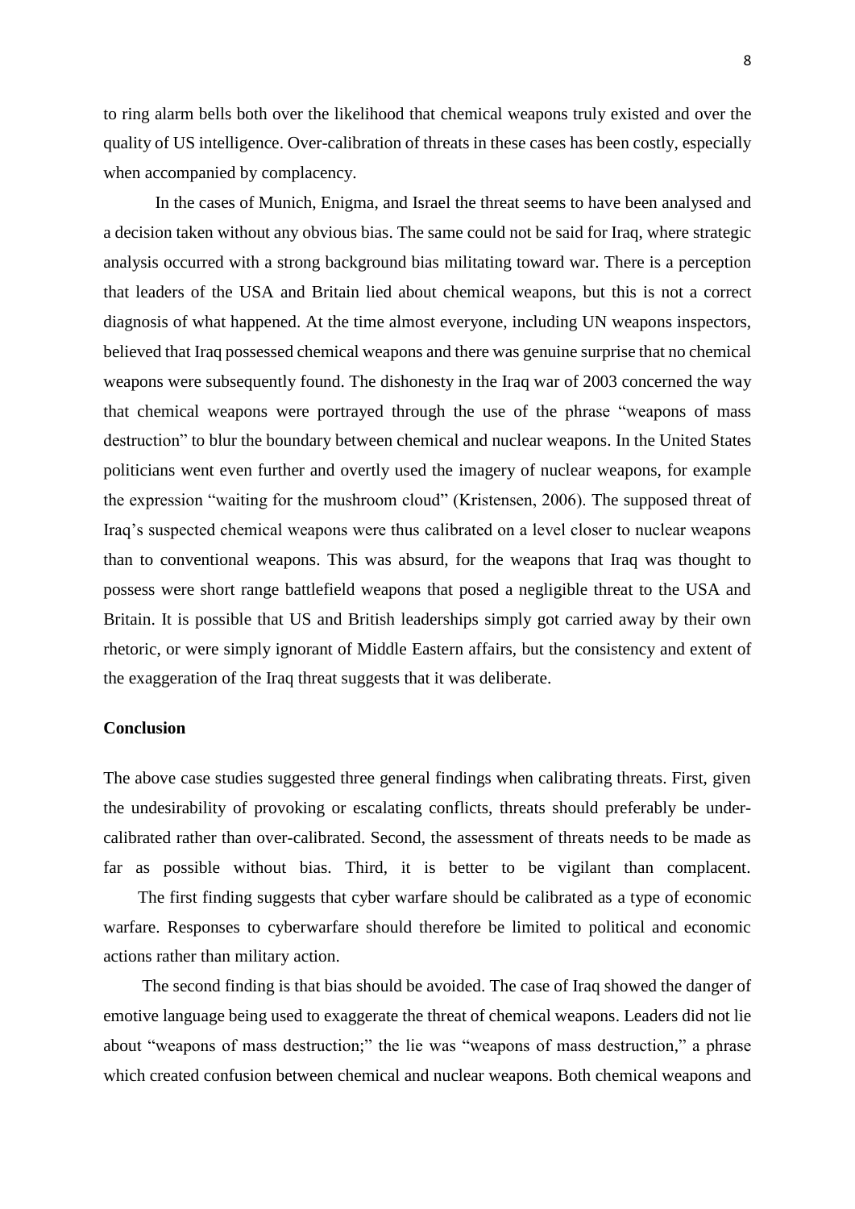to ring alarm bells both over the likelihood that chemical weapons truly existed and over the quality of US intelligence. Over-calibration of threats in these cases has been costly, especially when accompanied by complacency.

In the cases of Munich, Enigma, and Israel the threat seems to have been analysed and a decision taken without any obvious bias. The same could not be said for Iraq, where strategic analysis occurred with a strong background bias militating toward war. There is a perception that leaders of the USA and Britain lied about chemical weapons, but this is not a correct diagnosis of what happened. At the time almost everyone, including UN weapons inspectors, believed that Iraq possessed chemical weapons and there was genuine surprise that no chemical weapons were subsequently found. The dishonesty in the Iraq war of 2003 concerned the way that chemical weapons were portrayed through the use of the phrase "weapons of mass destruction" to blur the boundary between chemical and nuclear weapons. In the United States politicians went even further and overtly used the imagery of nuclear weapons, for example the expression "waiting for the mushroom cloud" (Kristensen, 2006). The supposed threat of Iraq's suspected chemical weapons were thus calibrated on a level closer to nuclear weapons than to conventional weapons. This was absurd, for the weapons that Iraq was thought to possess were short range battlefield weapons that posed a negligible threat to the USA and Britain. It is possible that US and British leaderships simply got carried away by their own rhetoric, or were simply ignorant of Middle Eastern affairs, but the consistency and extent of the exaggeration of the Iraq threat suggests that it was deliberate.

## Conclusion

The above case studies suggested three general findings when calibrating threats. First, given the undesirability of provoking or escalating conflicts, threats should preferably be under-calibrated rather than over-calibrated. Second, the assessment of threats needs to be made as far as possible without bias. Third, it is better to be vigilant than complacent.

The first finding suggests that cyber warfare should be calibrated as a type of economic warfare. Responses to cyberwarfare should therefore be limited to political and economic actions rather than military action.

The second finding is that bias should be avoided. The case of Iraq showed the danger of emotive language being used to exaggerate the threat of chemical weapons. Leaders did not lie about "weapons of mass destruction;" the lie was "weapons of mass destruction," a phrase which created confusion between chemical and nuclear weapons. Both chemical weapons and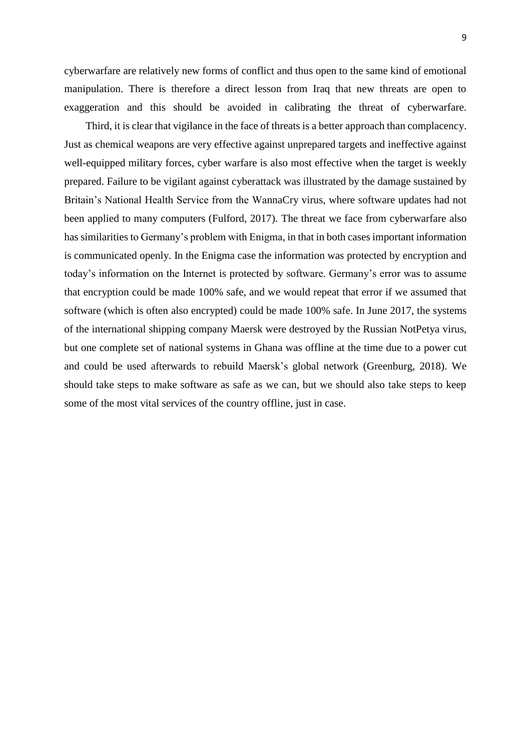cyberwarfare are relatively new forms of conflict and thus open to the same kind of emotional manipulation. There is therefore a direct lesson from Iraq that new threats are open to exaggeration and this should be avoided in calibrating the threat of cyberwarfare.

Third, it is clear that vigilance in the face of threats is a better approach than complacency. Just as chemical weapons are very effective against unprepared targets and ineffective against well-equipped military forces, cyber warfare is also most effective when the target is weekly prepared. Failure to be vigilant against cyberattack was illustrated by the damage sustained by Britain's National Health Service from the WannaCry virus, where software updates had not been applied to many computers (Fulford, 2017). The threat we face from cyberwarfare also has similarities to Germany's problem with Enigma, in that in both cases important information is communicated openly. In the Enigma case the information was protected by encryption and today's information on the Internet is protected by software. Germany's error was to assume that encryption could be made 100% safe, and we would repeat that error if we assumed that software (which is often also encrypted) could be made 100% safe. In June 2017, the systems of the international shipping company Maersk were destroyed by the Russian NotPetya virus, but one complete set of national systems in Ghana was offline at the time due to a power cut and could be used afterwards to rebuild Maersk's global network (Greenburg, 2018). We should take steps to make software as safe as we can, but we should also take steps to keep some of the most vital services of the country offline, just in case.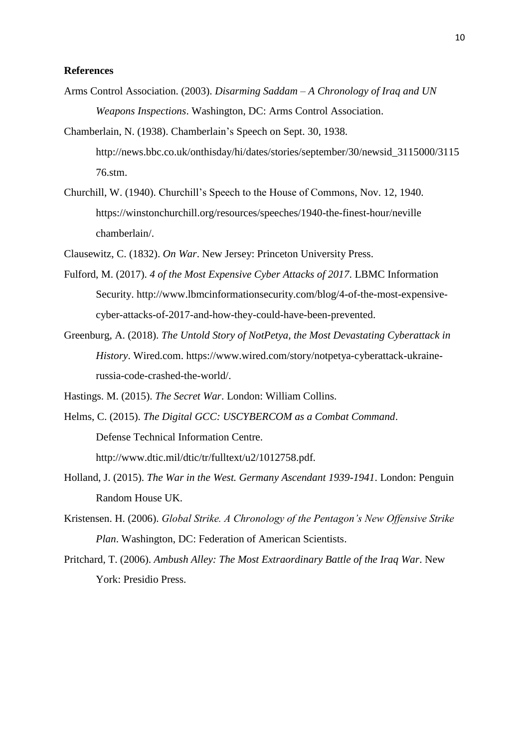**References**

Arms Control Association. (2003). *Disarming Saddam – A Chronology of Iraq and UN Weapons Inspections*. Washington, DC: Arms Control Association.

Chamberlain, N. (1938). Chamberlain's Speech on Sept. 30, 1938. http://news.bbc.co.uk/onthisday/hi/dates/stories/september/30/newsid_3115000/311576.stm.

Churchill, W. (1940). Churchill's Speech to the House of Commons, Nov. 12, 1940. https://winstonchurchill.org/resources/speeches/1940-the-finest-hour/neville chamberlain/.

Clausewitz, C. (1832). *On War*. New Jersey: Princeton University Press.

Fulford, M. (2017). *4 of the Most Expensive Cyber Attacks of 2017*. LBMC Information Security. http://www.lbmcinformationsecurity.com/blog/4-of-the-most-expensive-cyber-attacks-of-2017-and-how-they-could-have-been-prevented.

Greenburg, A. (2018). *The Untold Story of NotPetya, the Most Devastating Cyberattack in History*. Wired.com. https://www.wired.com/story/notpetya-cyberattack-ukraine-russia-code-crashed-the-world/.

Hastings. M. (2015). *The Secret War*. London: William Collins.

Helms, C. (2015). *The Digital GCC: USCYBERCOM as a Combat Command*. Defense Technical Information Centre. http://www.dtic.mil/dtic/tr/fulltext/u2/1012758.pdf.

Holland, J. (2015). *The War in the West. Germany Ascendant 1939-1941*. London: Penguin Random House UK.

Kristensen. H. (2006). *Global Strike. A Chronology of the Pentagon's New Offensive Strike Plan*. Washington, DC: Federation of American Scientists.

Pritchard, T. (2006). *Ambush Alley: The Most Extraordinary Battle of the Iraq War*. New York: Presidio Press.